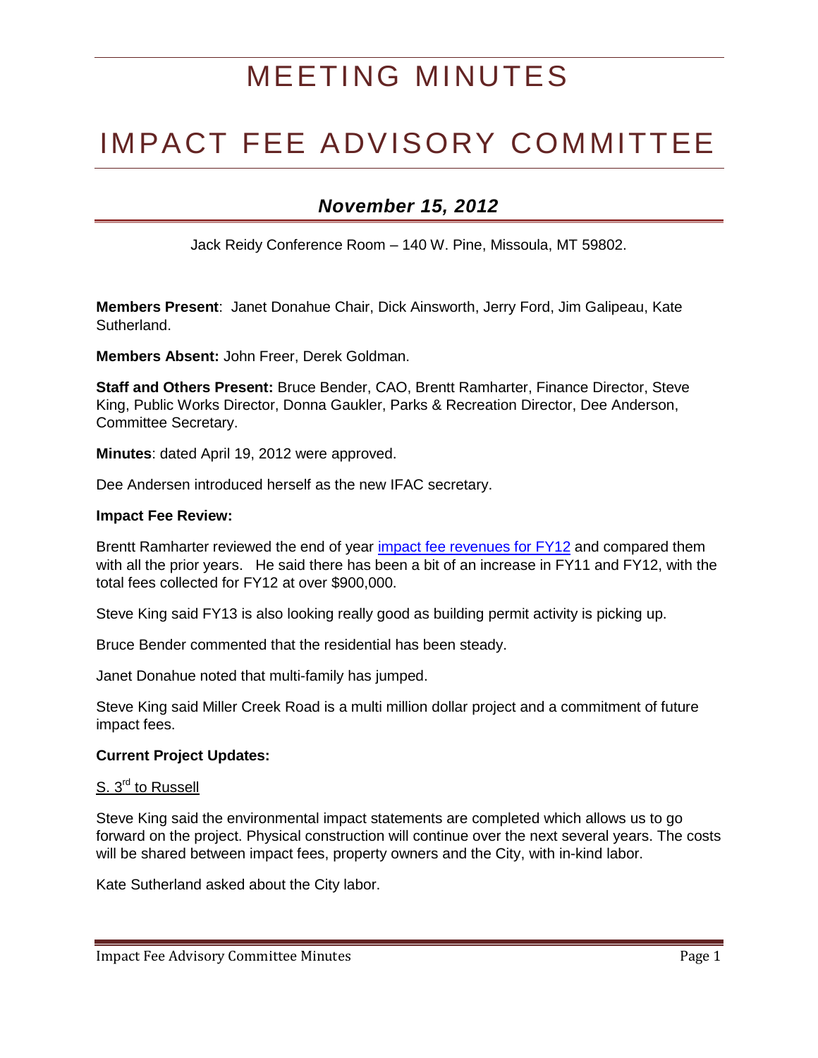# MEETING MINUTES

# IMPACT FEE ADVISORY COMMITTEE

## *November 15, 2012*

Jack Reidy Conference Room – 140 W. Pine, Missoula, MT 59802.

**Members Present**: Janet Donahue Chair, Dick Ainsworth, Jerry Ford, Jim Galipeau, Kate Sutherland.

**Members Absent:** John Freer, Derek Goldman.

**Staff and Others Present:** Bruce Bender, CAO, Brentt Ramharter, Finance Director, Steve King, Public Works Director, Donna Gaukler, Parks & Recreation Director, Dee Anderson, Committee Secretary.

**Minutes**: dated April 19, 2012 were approved.

Dee Andersen introduced herself as the new IFAC secretary.

**Impact Fee Review:**

Brentt Ramharter reviewed the end of year impact fee revenues for FY12 and compared them with all the prior years. He said there has been a bit of an increase in FY11 and FY12, with the total fees collected for FY12 at over $900,000.

Steve King said FY13 is also looking really good as building permit activity is picking up.

Bruce Bender commented that the residential has been steady.

Janet Donahue noted that multi-family has jumped.

Steve King said Miller Creek Road is a multi million dollar project and a commitment of future impact fees.

**Current Project Updates:**

S. 3rd to Russell

Steve King said the environmental impact statements are completed which allows us to go forward on the project. Physical construction will continue over the next several years. The costs will be shared between impact fees, property owners and the City, with in-kind labor.

Kate Sutherland asked about the City labor.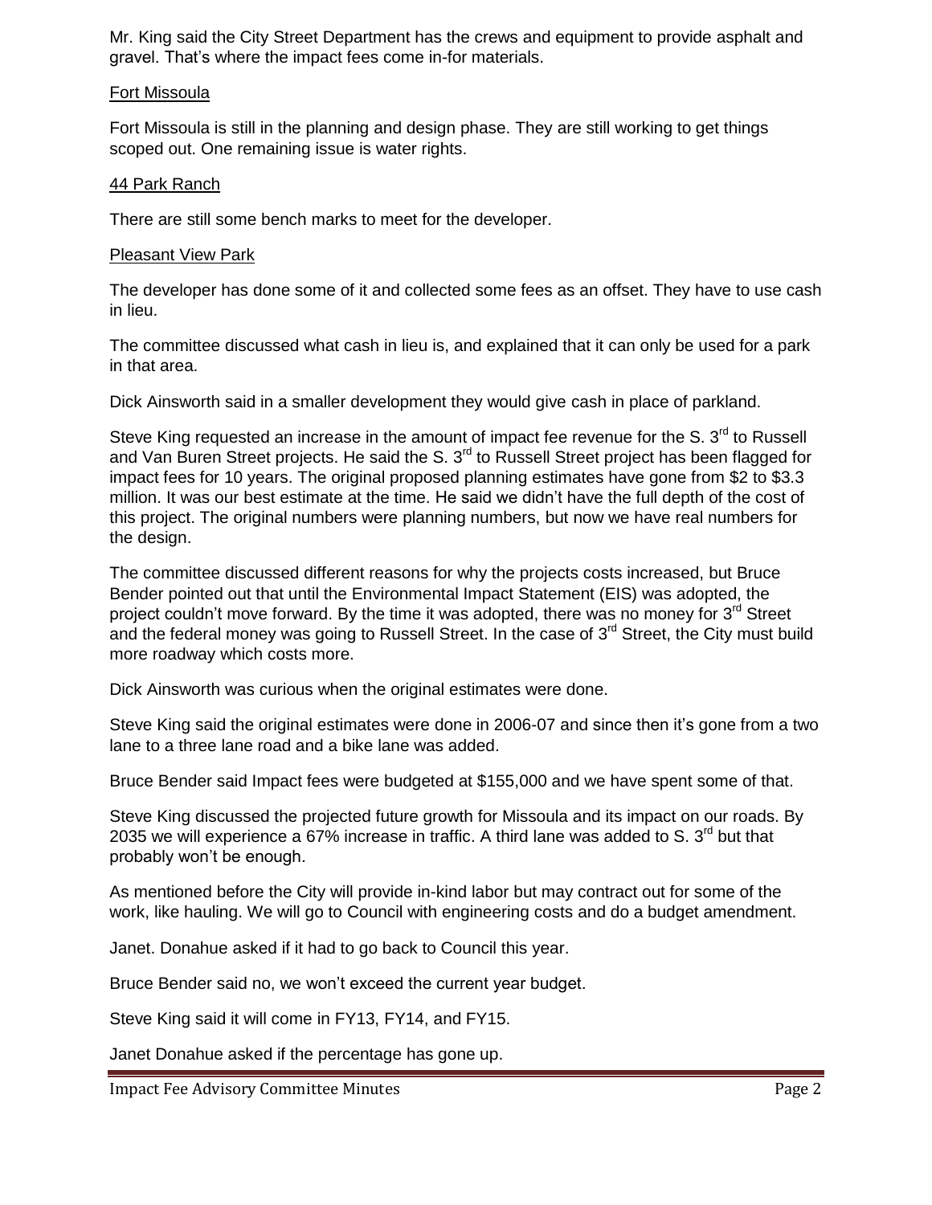Mr. King said the City Street Department has the crews and equipment to provide asphalt and gravel. That's where the impact fees come in-for materials.

<u>Fort Missoula</u>

Fort Missoula is still in the planning and design phase. They are still working to get things scoped out. One remaining issue is water rights.

<u>44 Park Ranch</u>

There are still some bench marks to meet for the developer.

<u>Pleasant View Park</u>

The developer has done some of it and collected some fees as an offset. They have to use cash in lieu.

The committee discussed what cash in lieu is, and explained that it can only be used for a park in that area.

Dick Ainsworth said in a smaller development they would give cash in place of parkland.

Steve King requested an increase in the amount of impact fee revenue for the S. 3rd to Russell and Van Buren Street projects. He said the S. 3rd to Russell Street project has been flagged for impact fees for 10 years. The original proposed planning estimates have gone from $2 to $3.3 million. It was our best estimate at the time. He said we didn't have the full depth of the cost of this project. The original numbers were planning numbers, but now we have real numbers for the design.

The committee discussed different reasons for why the projects costs increased, but Bruce Bender pointed out that until the Environmental Impact Statement (EIS) was adopted, the project couldn't move forward. By the time it was adopted, there was no money for 3rd Street and the federal money was going to Russell Street. In the case of 3rd Street, the City must build more roadway which costs more.

Dick Ainsworth was curious when the original estimates were done.

Steve King said the original estimates were done in 2006-07 and since then it's gone from a two lane to a three lane road and a bike lane was added.

Bruce Bender said Impact fees were budgeted at $155,000 and we have spent some of that.

Steve King discussed the projected future growth for Missoula and its impact on our roads. By 2035 we will experience a 67% increase in traffic. A third lane was added to S. 3rd but that probably won't be enough.

As mentioned before the City will provide in-kind labor but may contract out for some of the work, like hauling. We will go to Council with engineering costs and do a budget amendment.

Janet. Donahue asked if it had to go back to Council this year.

Bruce Bender said no, we won't exceed the current year budget.

Steve King said it will come in FY13, FY14, and FY15.

Janet Donahue asked if the percentage has gone up.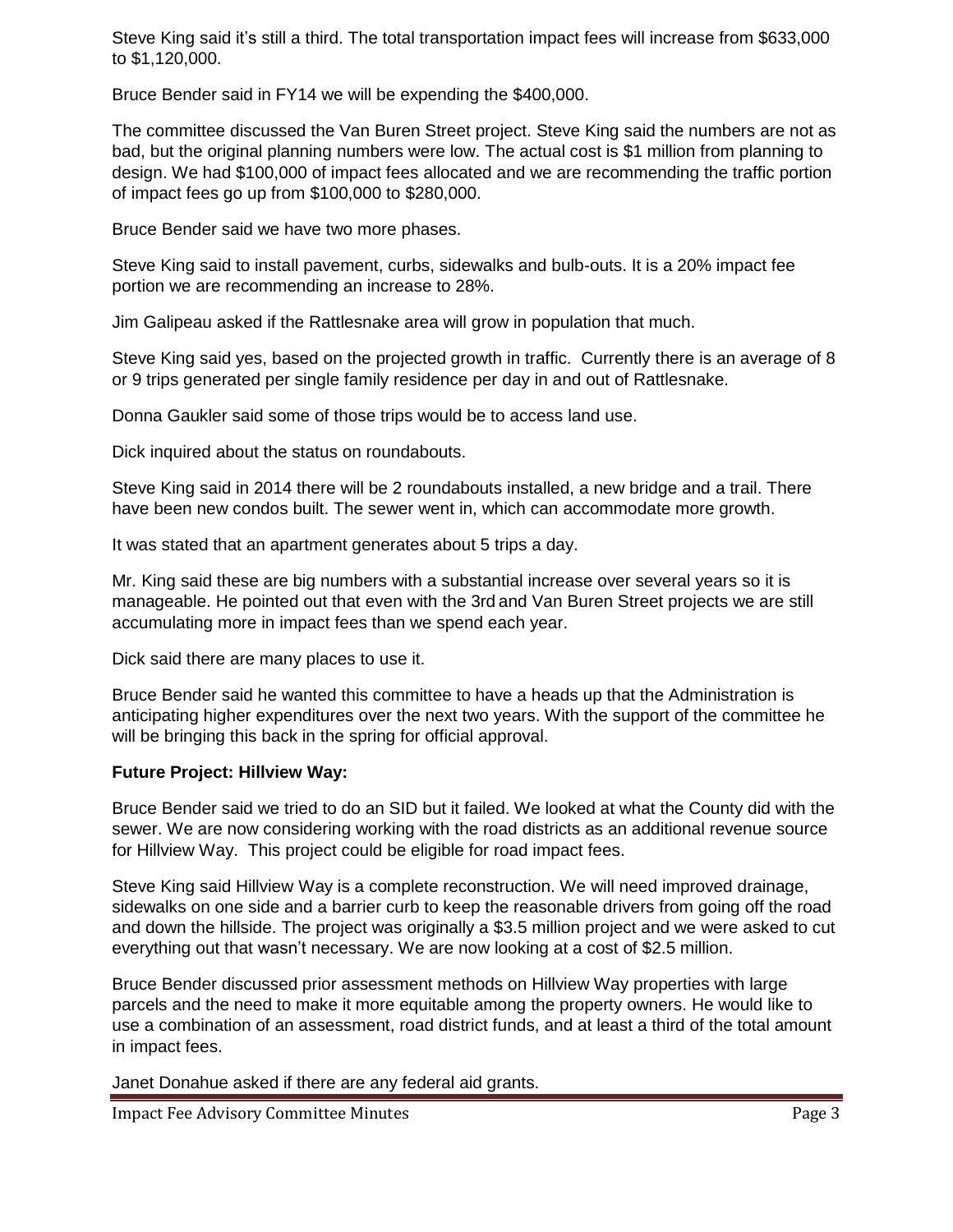Steve King said it's still a third. The total transportation impact fees will increase from $633,000 to $1,120,000.

Bruce Bender said in FY14 we will be expending the $400,000.

The committee discussed the Van Buren Street project. Steve King said the numbers are not as bad, but the original planning numbers were low. The actual cost is $1 million from planning to design. We had $100,000 of impact fees allocated and we are recommending the traffic portion of impact fees go up from $100,000 to $280,000.

Bruce Bender said we have two more phases.

Steve King said to install pavement, curbs, sidewalks and bulb-outs. It is a 20% impact fee portion we are recommending an increase to 28%.

Jim Galipeau asked if the Rattlesnake area will grow in population that much.

Steve King said yes, based on the projected growth in traffic. Currently there is an average of 8 or 9 trips generated per single family residence per day in and out of Rattlesnake.

Donna Gaukler said some of those trips would be to access land use.

Dick inquired about the status on roundabouts.

Steve King said in 2014 there will be 2 roundabouts installed, a new bridge and a trail. There have been new condos built. The sewer went in, which can accommodate more growth.

It was stated that an apartment generates about 5 trips a day.

Mr. King said these are big numbers with a substantial increase over several years so it is manageable. He pointed out that even with the 3rd and Van Buren Street projects we are still accumulating more in impact fees than we spend each year.

Dick said there are many places to use it.

Bruce Bender said he wanted this committee to have a heads up that the Administration is anticipating higher expenditures over the next two years. With the support of the committee he will be bringing this back in the spring for official approval.

**Future Project: Hillview Way:**

Bruce Bender said we tried to do an SID but it failed. We looked at what the County did with the sewer. We are now considering working with the road districts as an additional revenue source for Hillview Way. This project could be eligible for road impact fees.

Steve King said Hillview Way is a complete reconstruction. We will need improved drainage, sidewalks on one side and a barrier curb to keep the reasonable drivers from going off the road and down the hillside. The project was originally a $3.5 million project and we were asked to cut everything out that wasn't necessary. We are now looking at a cost of $2.5 million.

Bruce Bender discussed prior assessment methods on Hillview Way properties with large parcels and the need to make it more equitable among the property owners. He would like to use a combination of an assessment, road district funds, and at least a third of the total amount in impact fees.

Janet Donahue asked if there are any federal aid grants.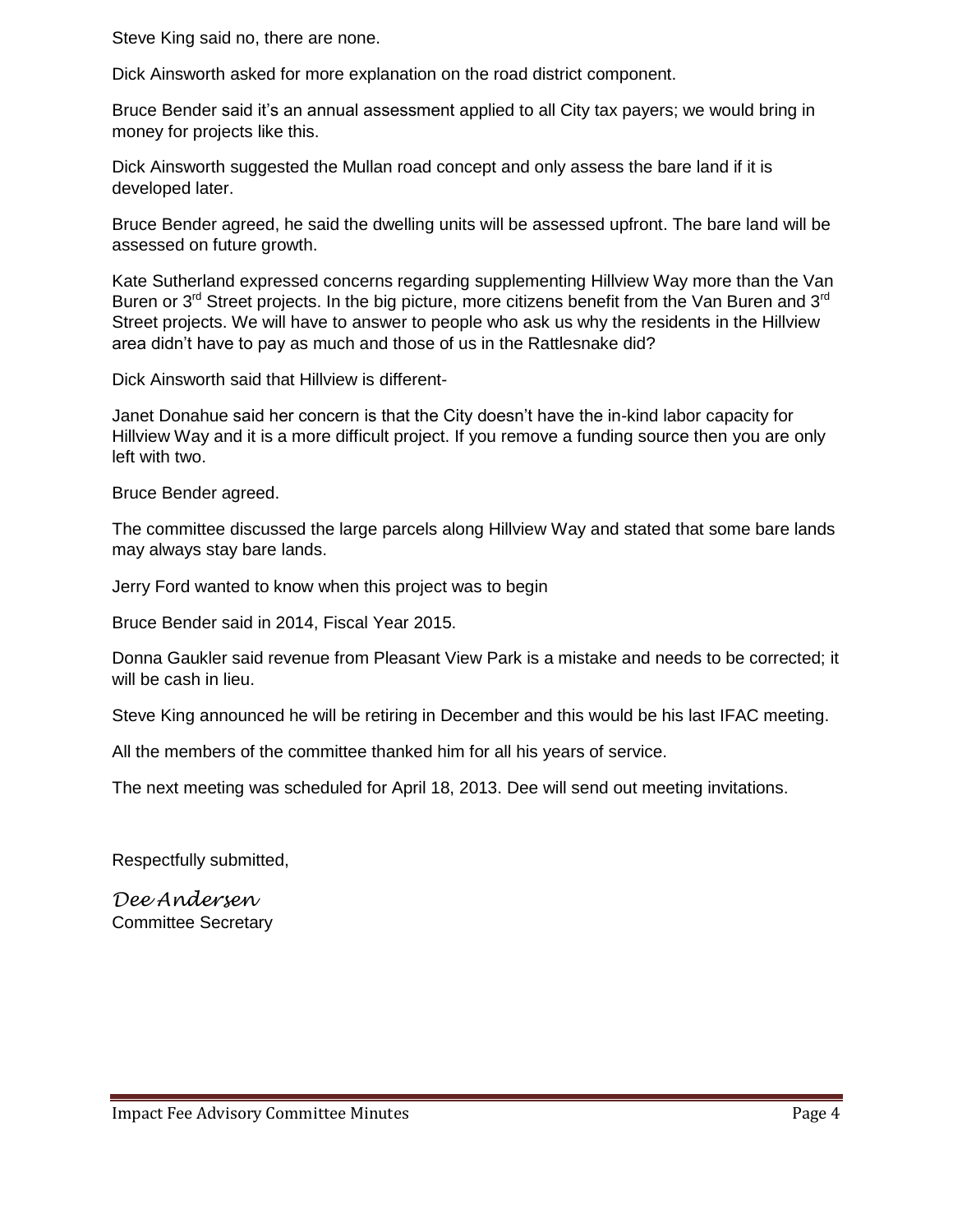Steve King said no, there are none.

Dick Ainsworth asked for more explanation on the road district component.

Bruce Bender said it's an annual assessment applied to all City tax payers; we would bring in money for projects like this.

Dick Ainsworth suggested the Mullan road concept and only assess the bare land if it is developed later.

Bruce Bender agreed, he said the dwelling units will be assessed upfront. The bare land will be assessed on future growth.

Kate Sutherland expressed concerns regarding supplementing Hillview Way more than the Van Buren or 3rd Street projects. In the big picture, more citizens benefit from the Van Buren and 3rd Street projects. We will have to answer to people who ask us why the residents in the Hillview area didn't have to pay as much and those of us in the Rattlesnake did?

Dick Ainsworth said that Hillview is different-

Janet Donahue said her concern is that the City doesn't have the in-kind labor capacity for Hillview Way and it is a more difficult project. If you remove a funding source then you are only left with two.

Bruce Bender agreed.

The committee discussed the large parcels along Hillview Way and stated that some bare lands may always stay bare lands.

Jerry Ford wanted to know when this project was to begin

Bruce Bender said in 2014, Fiscal Year 2015.

Donna Gaukler said revenue from Pleasant View Park is a mistake and needs to be corrected; it will be cash in lieu.

Steve King announced he will be retiring in December and this would be his last IFAC meeting.

All the members of the committee thanked him for all his years of service.

The next meeting was scheduled for April 18, 2013. Dee will send out meeting invitations.

Respectfully submitted,

*Dee Andersen*
Committee Secretary